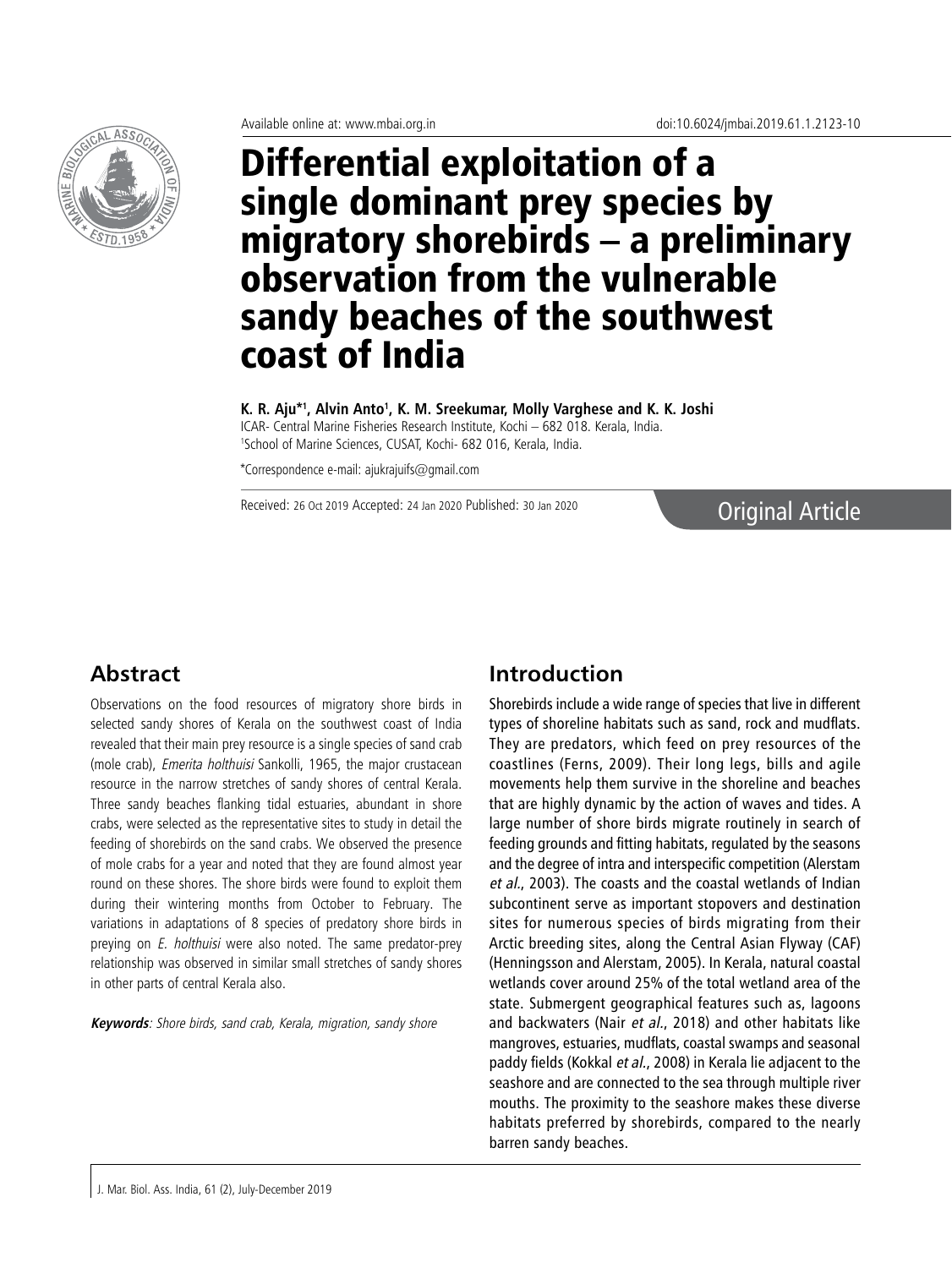Available online at: www.mbai.org.in

doi:10.6024/jmbai.2019.61.1.2123-10

# Differential exploitation of a single dominant prey species by migratory shorebirds – a preliminary observation from the vulnerable sandy beaches of the southwest coast of India

**K. R. Aju*[1], Alvin Anto[1], K. M. Sreekumar, Molly Varghese and K. K. Joshi**

ICAR- Central Marine Fisheries Research Institute, Kochi – 682 018. Kerala, India.

[1]School of Marine Sciences, CUSAT, Kochi- 682 016, Kerala, India.

*Correspondence e-mail: ajukrajuifs@gmail.com

Received: 26 Oct 2019 Accepted: 24 Jan 2020 Published: 30 Jan 2020

Original Article

## Abstract

Observations on the food resources of migratory shore birds in selected sandy shores of Kerala on the southwest coast of India revealed that their main prey resource is a single species of sand crab (mole crab), *Emerita holthuisi* Sankolli, 1965, the major crustacean resource in the narrow stretches of sandy shores of central Kerala. Three sandy beaches flanking tidal estuaries, abundant in shore crabs, were selected as the representative sites to study in detail the feeding of shorebirds on the sand crabs. We observed the presence of mole crabs for a year and noted that they are found almost year round on these shores. The shore birds were found to exploit them during their wintering months from October to February. The variations in adaptations of 8 species of predatory shore birds in preying on *E. holthuisi* were also noted. The same predator-prey relationship was observed in similar small stretches of sandy shores in other parts of central Kerala also.

***Keywords***: *Shore birds, sand crab, Kerala, migration, sandy shore*

## Introduction

Shorebirds include a wide range of species that live in different types of shoreline habitats such as sand, rock and mudflats. They are predators, which feed on prey resources of the coastlines (Ferns, 2009). Their long legs, bills and agile movements help them survive in the shoreline and beaches that are highly dynamic by the action of waves and tides. A large number of shore birds migrate routinely in search of feeding grounds and fitting habitats, regulated by the seasons and the degree of intra and interspecific competition (Alerstam *et al.*, 2003). The coasts and the coastal wetlands of Indian subcontinent serve as important stopovers and destination sites for numerous species of birds migrating from their Arctic breeding sites, along the Central Asian Flyway (CAF) (Henningsson and Alerstam, 2005). In Kerala, natural coastal wetlands cover around 25% of the total wetland area of the state. Submergent geographical features such as, lagoons and backwaters (Nair *et al.*, 2018) and other habitats like mangroves, estuaries, mudflats, coastal swamps and seasonal paddy fields (Kokkal *et al.*, 2008) in Kerala lie adjacent to the seashore and are connected to the sea through multiple river mouths. The proximity to the seashore makes these diverse habitats preferred by shorebirds, compared to the nearly barren sandy beaches.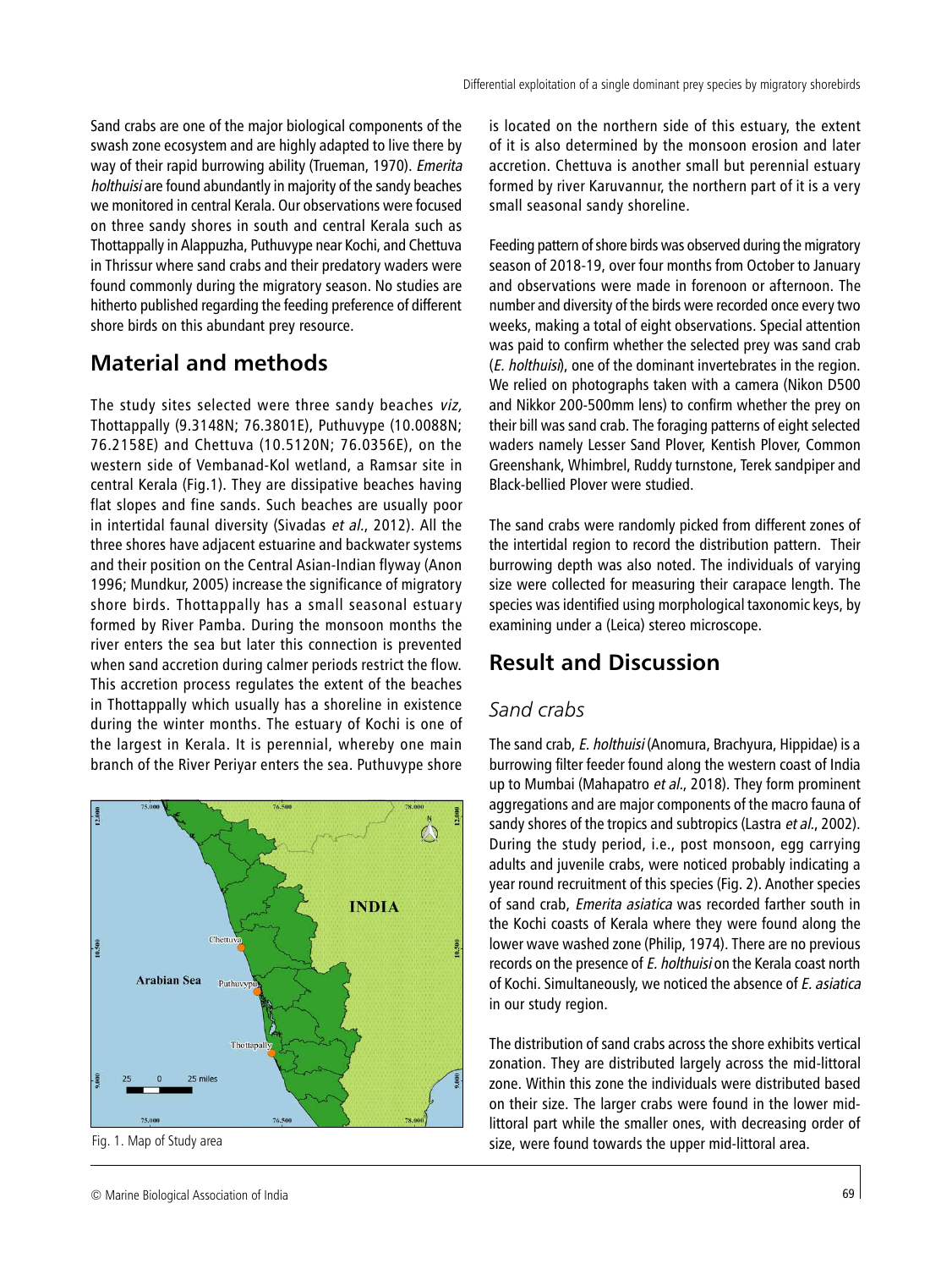Sand crabs are one of the major biological components of the swash zone ecosystem and are highly adapted to live there by way of their rapid burrowing ability (Trueman, 1970). *Emerita holthuisi* are found abundantly in majority of the sandy beaches we monitored in central Kerala. Our observations were focused on three sandy shores in south and central Kerala such as Thottappally in Alappuzha, Puthuvype near Kochi, and Chettuva in Thrissur where sand crabs and their predatory waders were found commonly during the migratory season. No studies are hitherto published regarding the feeding preference of different shore birds on this abundant prey resource.

## Material and methods

The study sites selected were three sandy beaches *viz,* Thottappally (9.3148N; 76.3801E), Puthuvype (10.0088N; 76.2158E) and Chettuva (10.5120N; 76.0356E), on the western side of Vembanad-Kol wetland, a Ramsar site in central Kerala (Fig.1). They are dissipative beaches having flat slopes and fine sands. Such beaches are usually poor in intertidal faunal diversity (Sivadas *et al.*, 2012). All the three shores have adjacent estuarine and backwater systems and their position on the Central Asian-Indian flyway (Anon 1996; Mundkur, 2005) increase the significance of migratory shore birds. Thottappally has a small seasonal estuary formed by River Pamba. During the monsoon months the river enters the sea but later this connection is prevented when sand accretion during calmer periods restrict the flow. This accretion process regulates the extent of the beaches in Thottappally which usually has a shoreline in existence during the winter months. The estuary of Kochi is one of the largest in Kerala. It is perennial, whereby one main branch of the River Periyar enters the sea. Puthuvype shore is located on the northern side of this estuary, the extent of it is also determined by the monsoon erosion and later accretion. Chettuva is another small but perennial estuary formed by river Karuvannur, the northern part of it is a very small seasonal sandy shoreline.

Fig. 1. Map of Study area

Feeding pattern of shore birds was observed during the migratory season of 2018-19, over four months from October to January and observations were made in forenoon or afternoon. The number and diversity of the birds were recorded once every two weeks, making a total of eight observations. Special attention was paid to confirm whether the selected prey was sand crab (*E. holthuisi*), one of the dominant invertebrates in the region. We relied on photographs taken with a camera (Nikon D500 and Nikkor 200-500mm lens) to confirm whether the prey on their bill was sand crab. The foraging patterns of eight selected waders namely Lesser Sand Plover, Kentish Plover, Common Greenshank, Whimbrel, Ruddy turnstone, Terek sandpiper and Black-bellied Plover were studied.

The sand crabs were randomly picked from different zones of the intertidal region to record the distribution pattern. Their burrowing depth was also noted. The individuals of varying size were collected for measuring their carapace length. The species was identified using morphological taxonomic keys, by examining under a (Leica) stereo microscope.

## Result and Discussion

### Sand crabs

The sand crab, *E. holthuisi* (Anomura, Brachyura, Hippidae) is a burrowing filter feeder found along the western coast of India up to Mumbai (Mahapatro *et al*., 2018). They form prominent aggregations and are major components of the macro fauna of sandy shores of the tropics and subtropics (Lastra *et al*., 2002). During the study period, i.e., post monsoon, egg carrying adults and juvenile crabs, were noticed probably indicating a year round recruitment of this species (Fig. 2). Another species of sand crab, *Emerita asiatica* was recorded farther south in the Kochi coasts of Kerala where they were found along the lower wave washed zone (Philip, 1974). There are no previous records on the presence of *E. holthuisi* on the Kerala coast north of Kochi. Simultaneously, we noticed the absence of *E. asiatica* in our study region.

The distribution of sand crabs across the shore exhibits vertical zonation. They are distributed largely across the mid-littoral zone. Within this zone the individuals were distributed based on their size. The larger crabs were found in the lower mid-littoral part while the smaller ones, with decreasing order of size, were found towards the upper mid-littoral area.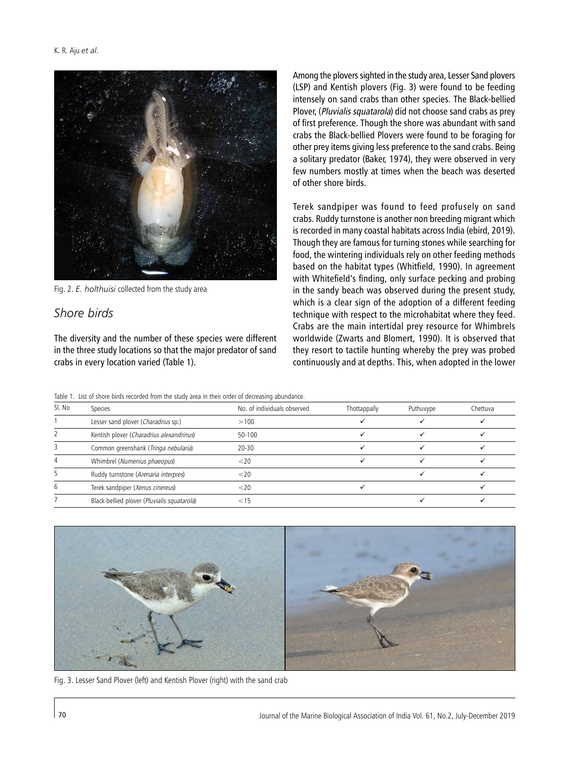Fig. 2. *E. holthuisi* collected from the study area

## *Shore birds*

The diversity and the number of these species were different in the three study locations so that the major predator of sand crabs in every location varied (Table 1).

Among the plovers sighted in the study area, Lesser Sand plovers (LSP) and Kentish plovers (Fig. 3) were found to be feeding intensely on sand crabs than other species. The Black-bellied Plover, (*Pluvialis squatarola*) did not choose sand crabs as prey of first preference. Though the shore was abundant with sand crabs the Black-bellied Plovers were found to be foraging for other prey items giving less preference to the sand crabs. Being a solitary predator (Baker, 1974), they were observed in very few numbers mostly at times when the beach was deserted of other shore birds.

Terek sandpiper was found to feed profusely on sand crabs. Ruddy turnstone is another non breeding migrant which is recorded in many coastal habitats across India (ebird, 2019). Though they are famous for turning stones while searching for food, the wintering individuals rely on other feeding methods based on the habitat types (Whitfield, 1990). In agreement with Whitefield's finding, only surface pecking and probing in the sandy beach was observed during the present study, which is a clear sign of the adoption of a different feeding technique with respect to the microhabitat where they feed. Crabs are the main intertidal prey resource for Whimbrels worldwide (Zwarts and Blomert, 1990). It is observed that they resort to tactile hunting whereby the prey was probed continuously and at depths. This, when adopted in the lower

Table 1. List of shore birds recorded from the study area in their order of decreasing abundance.

| Sl. No | Species | No. of individuals observed | Thottappally | Puthuvype | Chettuva |
|---|---|---|---|---|---|
| 1 | Lesser sand plover (*Charadrius* sp.) | >100 | ✓ | ✓ | ✓ |
| 2 | Kentish plover (*Charadrius alexandrinus*) | 50-100 | ✓ | ✓ | ✓ |
| 3 | Common greenshank (*Tringa nebularia*) | 20-30 | ✓ | ✓ | ✓ |
| 4 | Whimbrel (*Numenius phaeopus*) | <20 | ✓ | ✓ | ✓ |
| 5 | Ruddy turnstone (*Arenaria interpres*) | <20 | | ✓ | ✓ |
| 6 | Terek sandpiper (*Xenus cinereus*) | <20 | ✓ | | ✓ |
| 7 | Black-bellied plover (*Pluvialis squatarola*) | <15 | | ✓ | ✓ |

Fig. 3. Lesser Sand Plover (left) and Kentish Plover (right) with the sand crab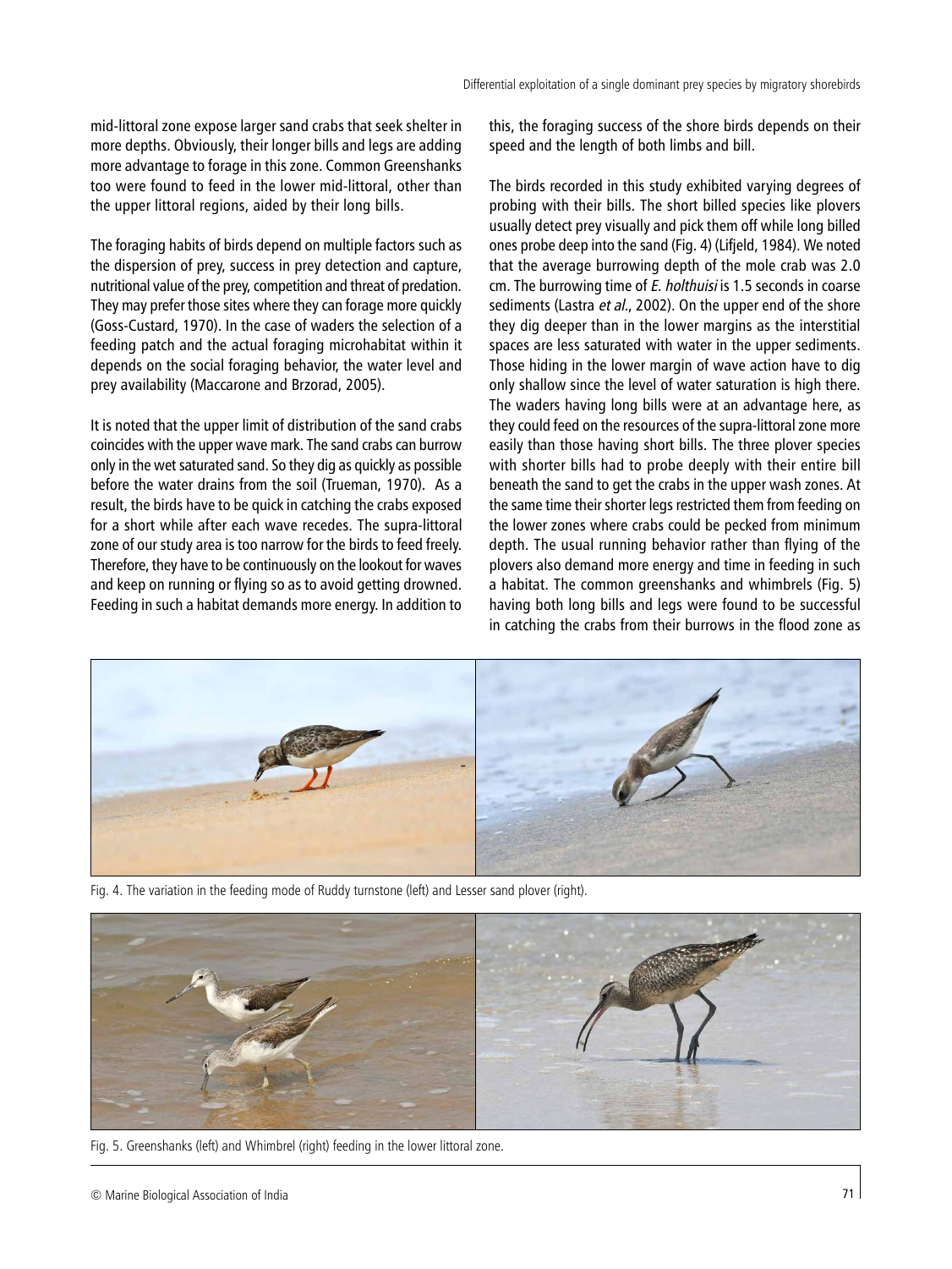mid-littoral zone expose larger sand crabs that seek shelter in more depths. Obviously, their longer bills and legs are adding more advantage to forage in this zone. Common Greenshanks too were found to feed in the lower mid-littoral, other than the upper littoral regions, aided by their long bills.

The foraging habits of birds depend on multiple factors such as the dispersion of prey, success in prey detection and capture, nutritional value of the prey, competition and threat of predation. They may prefer those sites where they can forage more quickly (Goss-Custard, 1970). In the case of waders the selection of a feeding patch and the actual foraging microhabitat within it depends on the social foraging behavior, the water level and prey availability (Maccarone and Brzorad, 2005).

It is noted that the upper limit of distribution of the sand crabs coincides with the upper wave mark. The sand crabs can burrow only in the wet saturated sand. So they dig as quickly as possible before the water drains from the soil (Trueman, 1970). As a result, the birds have to be quick in catching the crabs exposed for a short while after each wave recedes. The supra-littoral zone of our study area is too narrow for the birds to feed freely. Therefore, they have to be continuously on the lookout for waves and keep on running or flying so as to avoid getting drowned. Feeding in such a habitat demands more energy. In addition to this, the foraging success of the shore birds depends on their speed and the length of both limbs and bill.

The birds recorded in this study exhibited varying degrees of probing with their bills. The short billed species like plovers usually detect prey visually and pick them off while long billed ones probe deep into the sand (Fig. 4) (Lifjeld, 1984). We noted that the average burrowing depth of the mole crab was 2.0 cm. The burrowing time of *E. holthuisi* is 1.5 seconds in coarse sediments (Lastra *et al*., 2002). On the upper end of the shore they dig deeper than in the lower margins as the interstitial spaces are less saturated with water in the upper sediments. Those hiding in the lower margin of wave action have to dig only shallow since the level of water saturation is high there. The waders having long bills were at an advantage here, as they could feed on the resources of the supra-littoral zone more easily than those having short bills. The three plover species with shorter bills had to probe deeply with their entire bill beneath the sand to get the crabs in the upper wash zones. At the same time their shorter legs restricted them from feeding on the lower zones where crabs could be pecked from minimum depth. The usual running behavior rather than flying of the plovers also demand more energy and time in feeding in such a habitat. The common greenshanks and whimbrels (Fig. 5) having both long bills and legs were found to be successful in catching the crabs from their burrows in the flood zone as

Fig. 4. The variation in the feeding mode of Ruddy turnstone (left) and Lesser sand plover (right).

Fig. 5. Greenshanks (left) and Whimbrel (right) feeding in the lower littoral zone.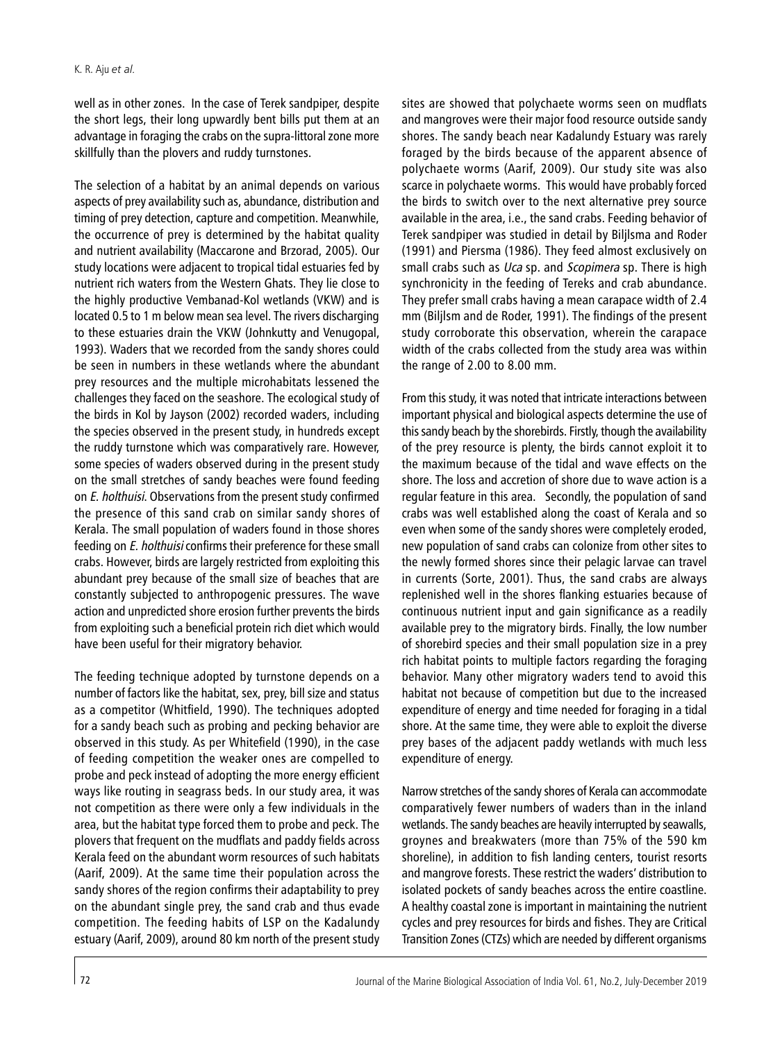well as in other zones. In the case of Terek sandpiper, despite the short legs, their long upwardly bent bills put them at an advantage in foraging the crabs on the supra-littoral zone more skillfully than the plovers and ruddy turnstones.

The selection of a habitat by an animal depends on various aspects of prey availability such as, abundance, distribution and timing of prey detection, capture and competition. Meanwhile, the occurrence of prey is determined by the habitat quality and nutrient availability (Maccarone and Brzorad, 2005). Our study locations were adjacent to tropical tidal estuaries fed by nutrient rich waters from the Western Ghats. They lie close to the highly productive Vembanad-Kol wetlands (VKW) and is located 0.5 to 1 m below mean sea level. The rivers discharging to these estuaries drain the VKW (Johnkutty and Venugopal, 1993). Waders that we recorded from the sandy shores could be seen in numbers in these wetlands where the abundant prey resources and the multiple microhabitats lessened the challenges they faced on the seashore. The ecological study of the birds in Kol by Jayson (2002) recorded waders, including the species observed in the present study, in hundreds except the ruddy turnstone which was comparatively rare. However, some species of waders observed during in the present study on the small stretches of sandy beaches were found feeding on *E. holthuisi*. Observations from the present study confirmed the presence of this sand crab on similar sandy shores of Kerala. The small population of waders found in those shores feeding on *E. holthuisi* confirms their preference for these small crabs. However, birds are largely restricted from exploiting this abundant prey because of the small size of beaches that are constantly subjected to anthropogenic pressures. The wave action and unpredicted shore erosion further prevents the birds from exploiting such a beneficial protein rich diet which would have been useful for their migratory behavior.

The feeding technique adopted by turnstone depends on a number of factors like the habitat, sex, prey, bill size and status as a competitor (Whitfield, 1990). The techniques adopted for a sandy beach such as probing and pecking behavior are observed in this study. As per Whitefield (1990), in the case of feeding competition the weaker ones are compelled to probe and peck instead of adopting the more energy efficient ways like routing in seagrass beds. In our study area, it was not competition as there were only a few individuals in the area, but the habitat type forced them to probe and peck. The plovers that frequent on the mudflats and paddy fields across Kerala feed on the abundant worm resources of such habitats (Aarif, 2009). At the same time their population across the sandy shores of the region confirms their adaptability to prey on the abundant single prey, the sand crab and thus evade competition. The feeding habits of LSP on the Kadalundy estuary (Aarif, 2009), around 80 km north of the present study sites are showed that polychaete worms seen on mudflats and mangroves were their major food resource outside sandy shores. The sandy beach near Kadalundy Estuary was rarely foraged by the birds because of the apparent absence of polychaete worms (Aarif, 2009). Our study site was also scarce in polychaete worms. This would have probably forced the birds to switch over to the next alternative prey source available in the area, i.e., the sand crabs. Feeding behavior of Terek sandpiper was studied in detail by Biljlsma and Roder (1991) and Piersma (1986). They feed almost exclusively on small crabs such as *Uca* sp. and *Scopimera* sp. There is high synchronicity in the feeding of Tereks and crab abundance. They prefer small crabs having a mean carapace width of 2.4 mm (Biljlsm and de Roder, 1991). The findings of the present study corroborate this observation, wherein the carapace width of the crabs collected from the study area was within the range of 2.00 to 8.00 mm.

From this study, it was noted that intricate interactions between important physical and biological aspects determine the use of this sandy beach by the shorebirds. Firstly, though the availability of the prey resource is plenty, the birds cannot exploit it to the maximum because of the tidal and wave effects on the shore. The loss and accretion of shore due to wave action is a regular feature in this area. Secondly, the population of sand crabs was well established along the coast of Kerala and so even when some of the sandy shores were completely eroded, new population of sand crabs can colonize from other sites to the newly formed shores since their pelagic larvae can travel in currents (Sorte, 2001). Thus, the sand crabs are always replenished well in the shores flanking estuaries because of continuous nutrient input and gain significance as a readily available prey to the migratory birds. Finally, the low number of shorebird species and their small population size in a prey rich habitat points to multiple factors regarding the foraging behavior. Many other migratory waders tend to avoid this habitat not because of competition but due to the increased expenditure of energy and time needed for foraging in a tidal shore. At the same time, they were able to exploit the diverse prey bases of the adjacent paddy wetlands with much less expenditure of energy.

Narrow stretches of the sandy shores of Kerala can accommodate comparatively fewer numbers of waders than in the inland wetlands. The sandy beaches are heavily interrupted by seawalls, groynes and breakwaters (more than 75% of the 590 km shoreline), in addition to fish landing centers, tourist resorts and mangrove forests. These restrict the waders' distribution to isolated pockets of sandy beaches across the entire coastline. A healthy coastal zone is important in maintaining the nutrient cycles and prey resources for birds and fishes. They are Critical Transition Zones (CTZs) which are needed by different organisms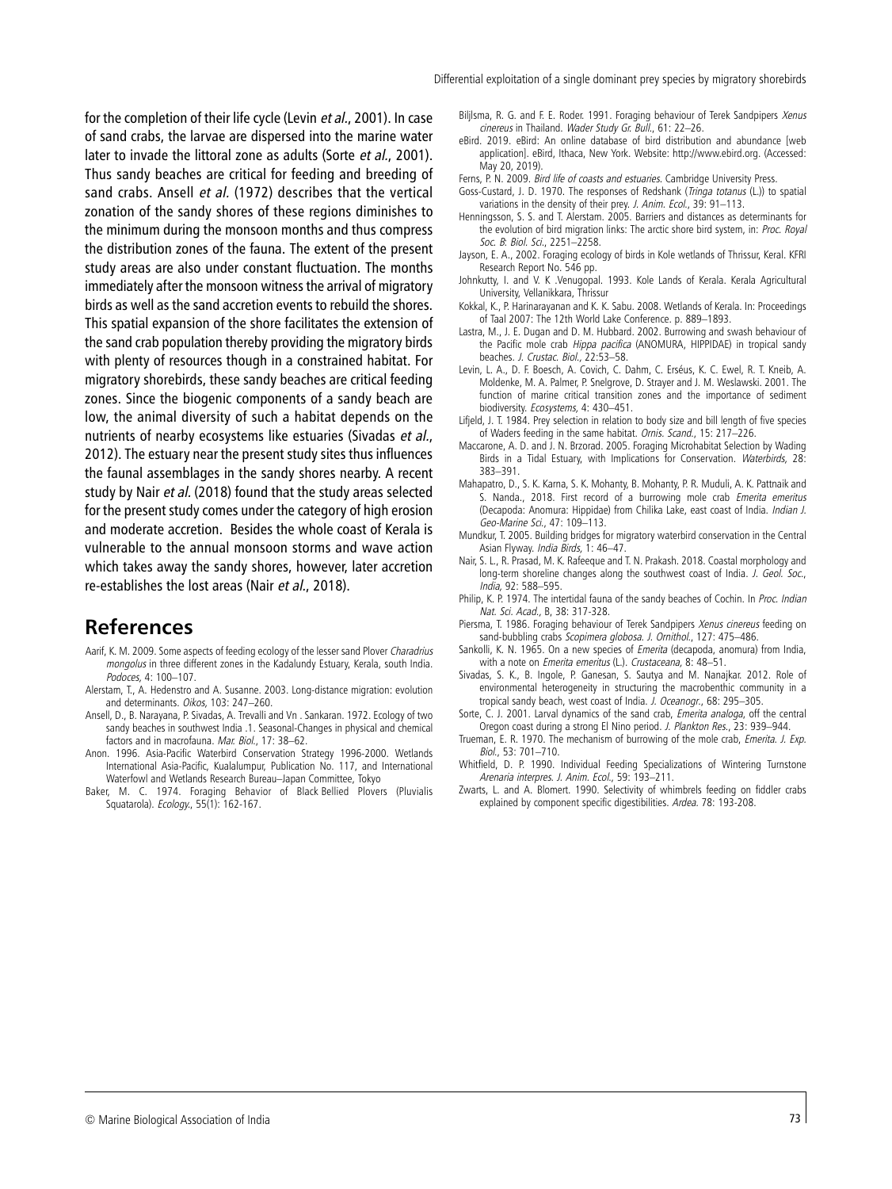for the completion of their life cycle (Levin *et al*., 2001). In case of sand crabs, the larvae are dispersed into the marine water later to invade the littoral zone as adults (Sorte *et al*., 2001). Thus sandy beaches are critical for feeding and breeding of sand crabs. Ansell *et al.* (1972) describes that the vertical zonation of the sandy shores of these regions diminishes to the minimum during the monsoon months and thus compress the distribution zones of the fauna. The extent of the present study areas are also under constant fluctuation. The months immediately after the monsoon witness the arrival of migratory birds as well as the sand accretion events to rebuild the shores. This spatial expansion of the shore facilitates the extension of the sand crab population thereby providing the migratory birds with plenty of resources though in a constrained habitat. For migratory shorebirds, these sandy beaches are critical feeding zones. Since the biogenic components of a sandy beach are low, the animal diversity of such a habitat depends on the nutrients of nearby ecosystems like estuaries (Sivadas *et al*., 2012). The estuary near the present study sites thus influences the faunal assemblages in the sandy shores nearby. A recent study by Nair *et al.* (2018) found that the study areas selected for the present study comes under the category of high erosion and moderate accretion. Besides the whole coast of Kerala is vulnerable to the annual monsoon storms and wave action which takes away the sandy shores, however, later accretion re-establishes the lost areas (Nair *et al*., 2018).

## References

Aarif, K. M. 2009. Some aspects of feeding ecology of the lesser sand Plover *Charadrius mongolus* in three different zones in the Kadalundy Estuary, Kerala, south India. *Podoces,* 4: 100–107.

Alerstam, T., A. Hedenstro and A. Susanne. 2003. Long-distance migration: evolution and determinants. *Oikos,* 103: 247–260.

Ansell, D., B. Narayana, P. Sivadas, A. Trevalli and Vn . Sankaran. 1972. Ecology of two sandy beaches in southwest India .1. Seasonal-Changes in physical and chemical factors and in macrofauna. *Mar. Biol.*, 17: 38–62.

Anon. 1996. Asia-Pacific Waterbird Conservation Strategy 1996-2000. Wetlands International Asia-Pacific, Kualalumpur, Publication No. 117, and International Waterfowl and Wetlands Research Bureau–Japan Committee, Tokyo

Baker, M. C. 1974. Foraging Behavior of Black Bellied Plovers (Pluvialis Squatarola). *Ecology*., 55(1): 162-167.

Biljlsma, R. G. and F. E. Roder. 1991. Foraging behaviour of Terek Sandpipers *Xenus cinereus* in Thailand. *Wader Study Gr. Bull*., 61: 22–26.

eBird. 2019. eBird: An online database of bird distribution and abundance [web application]. eBird, Ithaca, New York. Website: http://www.ebird.org. (Accessed: May 20, 2019).

Ferns, P. N. 2009. *Bird life of coasts and estuaries*. Cambridge University Press.

Goss-Custard, J. D. 1970. The responses of Redshank (*Tringa totanus* (L.)) to spatial variations in the density of their prey. *J. Anim. Ecol.*, 39: 91–113.

Henningsson, S. S. and T. Alerstam. 2005. Barriers and distances as determinants for the evolution of bird migration links: The arctic shore bird system, in: *Proc. Royal Soc. B*: *Biol. Sci*., 2251–2258.

Jayson, E. A., 2002. Foraging ecology of birds in Kole wetlands of Thrissur, Keral. KFRI Research Report No. 546 pp.

Johnkutty, I. and V. K .Venugopal. 1993. Kole Lands of Kerala. Kerala Agricultural University, Vellanikkara, Thrissur

Kokkal, K., P. Harinarayanan and K. K. Sabu. 2008. Wetlands of Kerala. In: Proceedings of Taal 2007: The 12th World Lake Conference. p. 889–1893.

Lastra, M., J. E. Dugan and D. M. Hubbard. 2002. Burrowing and swash behaviour of the Pacific mole crab *Hippa pacifica* (ANOMURA, HIPPIDAE) in tropical sandy beaches. *J. Crustac. Biol.,* 22:53–58.

Levin, L. A., D. F. Boesch, A. Covich, C. Dahm, C. Erséus, K. C. Ewel, R. T. Kneib, A. Moldenke, M. A. Palmer, P. Snelgrove, D. Strayer and J. M. Weslawski. 2001. The function of marine critical transition zones and the importance of sediment biodiversity. *Ecosystems*, 4: 430–451.

Lifjeld, J. T. 1984. Prey selection in relation to body size and bill length of five species of Waders feeding in the same habitat. *Ornis. Scand.*, 15: 217–226.

Maccarone, A. D. and J. N. Brzorad. 2005. Foraging Microhabitat Selection by Wading Birds in a Tidal Estuary, with Implications for Conservation. *Waterbirds,* 28: 383–391.

Mahapatro, D., S. K. Karna, S. K. Mohanty, B. Mohanty, P. R. Muduli, A. K. Pattnaik and S. Nanda., 2018. First record of a burrowing mole crab *Emerita emeritus* (Decapoda: Anomura: Hippidae) from Chilika Lake, east coast of India. *Indian J. Geo-Marine Sci.,* 47: 109–113.

Mundkur, T. 2005. Building bridges for migratory waterbird conservation in the Central Asian Flyway. *India Birds,* 1: 46–47.

Nair, S. L., R. Prasad, M. K. Rafeeque and T. N. Prakash. 2018. Coastal morphology and long-term shoreline changes along the southwest coast of India. *J. Geol. Soc*., *India,* 92: 588–595.

Philip, K. P. 1974. The intertidal fauna of the sandy beaches of Cochin. In *Proc. Indian Nat. Sci. Acad.,* B, 38: 317-328.

Piersma, T. 1986. Foraging behaviour of Terek Sandpipers *Xenus cinereus* feeding on sand-bubbling crabs *Scopimera globosa. J. Ornithol*., 127: 475–486.

Sankolli, K. N. 1965. On a new species of *Emerita* (decapoda, anomura) from India, with a note on *Emerita emeritus* (L.). *Crustaceana,* 8: 48–51.

Sivadas, S. K., B. Ingole, P. Ganesan, S. Sautya and M. Nanajkar. 2012. Role of environmental heterogeneity in structuring the macrobenthic community in a tropical sandy beach, west coast of India. *J. Oceanogr*., 68: 295–305.

Sorte, C. J. 2001. Larval dynamics of the sand crab, *Emerita analoga*, off the central Oregon coast during a strong El Nino period. *J. Plankton Res*., 23: 939–944.

Trueman, E. R. 1970. The mechanism of burrowing of the mole crab, *Emerita. J. Exp. Biol.*, 53: 701–710.

Whitfield, D. P. 1990. Individual Feeding Specializations of Wintering Turnstone *Arenaria interpres. J. Anim. Ecol*., 59: 193–211.

Zwarts, L. and A. Blomert. 1990. Selectivity of whimbrels feeding on fiddler crabs explained by component specific digestibilities. *Ardea.* 78: 193-208.